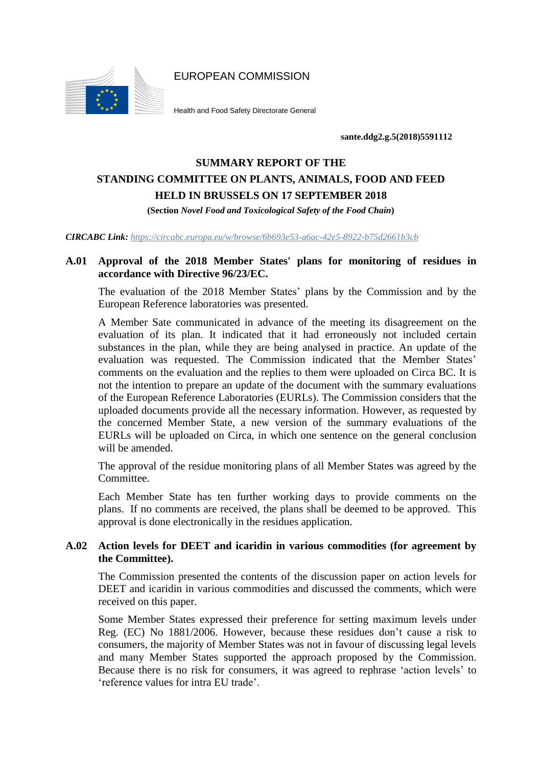EUROPEAN COMMISSION

Health and Food Safety Directorate General

**sante.ddg2.g.5(2018)5591112**

# SUMMARY REPORT OF THE STANDING COMMITTEE ON PLANTS, ANIMALS, FOOD AND FEED HELD IN BRUSSELS ON 17 SEPTEMBER 2018

**(Section *Novel Food and Toxicological Safety of the Food Chain*)**

***CIRCABC Link:*** *https://circabc.europa.eu/w/browse/6b693e53-a6ac-42e5-8922-b75d2661b3cb*

## A.01 Approval of the 2018 Member States' plans for monitoring of residues in accordance with Directive 96/23/EC.

The evaluation of the 2018 Member States' plans by the Commission and by the European Reference laboratories was presented.

A Member Sate communicated in advance of the meeting its disagreement on the evaluation of its plan. It indicated that it had erroneously not included certain substances in the plan, while they are being analysed in practice. An update of the evaluation was requested. The Commission indicated that the Member States' comments on the evaluation and the replies to them were uploaded on Circa BC. It is not the intention to prepare an update of the document with the summary evaluations of the European Reference Laboratories (EURLs). The Commission considers that the uploaded documents provide all the necessary information. However, as requested by the concerned Member State, a new version of the summary evaluations of the EURLs will be uploaded on Circa, in which one sentence on the general conclusion will be amended.

The approval of the residue monitoring plans of all Member States was agreed by the Committee.

Each Member State has ten further working days to provide comments on the plans. If no comments are received, the plans shall be deemed to be approved. This approval is done electronically in the residues application.

## A.02 Action levels for DEET and icaridin in various commodities (for agreement by the Committee).

The Commission presented the contents of the discussion paper on action levels for DEET and icaridin in various commodities and discussed the comments, which were received on this paper.

Some Member States expressed their preference for setting maximum levels under Reg. (EC) No 1881/2006. However, because these residues don't cause a risk to consumers, the majority of Member States was not in favour of discussing legal levels and many Member States supported the approach proposed by the Commission. Because there is no risk for consumers, it was agreed to rephrase 'action levels' to 'reference values for intra EU trade'.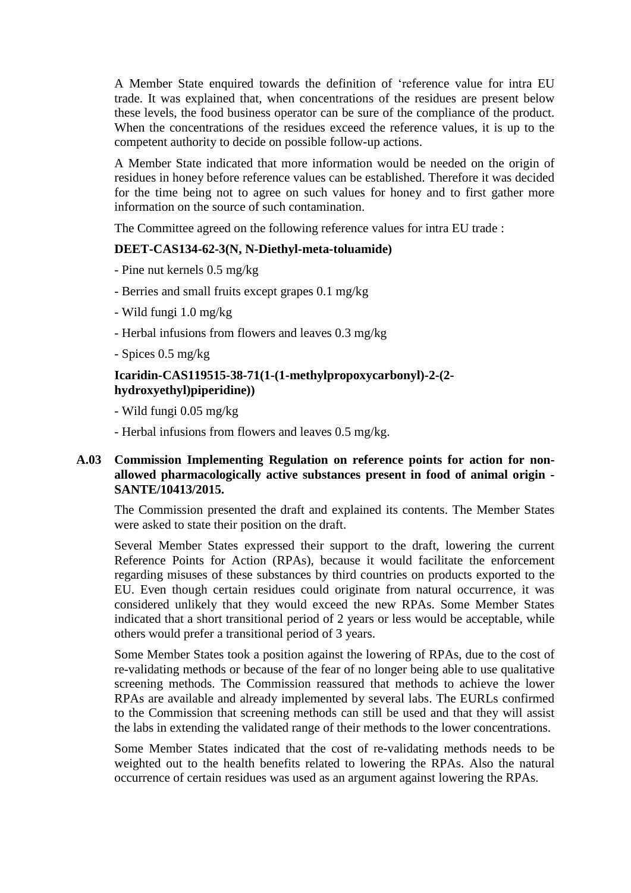A Member State enquired towards the definition of 'reference value for intra EU trade. It was explained that, when concentrations of the residues are present below these levels, the food business operator can be sure of the compliance of the product. When the concentrations of the residues exceed the reference values, it is up to the competent authority to decide on possible follow-up actions.

A Member State indicated that more information would be needed on the origin of residues in honey before reference values can be established. Therefore it was decided for the time being not to agree on such values for honey and to first gather more information on the source of such contamination.

The Committee agreed on the following reference values for intra EU trade :

**DEET-CAS134-62-3(N, N-Diethyl-meta-toluamide)**

- Pine nut kernels 0.5 mg/kg
- Berries and small fruits except grapes 0.1 mg/kg
- Wild fungi 1.0 mg/kg
- Herbal infusions from flowers and leaves 0.3 mg/kg
- Spices 0.5 mg/kg

**Icaridin-CAS119515-38-71(1-(1-methylpropoxycarbonyl)-2-(2-hydroxyethyl)piperidine))**

- Wild fungi 0.05 mg/kg
- Herbal infusions from flowers and leaves 0.5 mg/kg.

## A.03 Commission Implementing Regulation on reference points for action for non-allowed pharmacologically active substances present in food of animal origin - SANTE/10413/2015.

The Commission presented the draft and explained its contents. The Member States were asked to state their position on the draft.

Several Member States expressed their support to the draft, lowering the current Reference Points for Action (RPAs), because it would facilitate the enforcement regarding misuses of these substances by third countries on products exported to the EU. Even though certain residues could originate from natural occurrence, it was considered unlikely that they would exceed the new RPAs. Some Member States indicated that a short transitional period of 2 years or less would be acceptable, while others would prefer a transitional period of 3 years.

Some Member States took a position against the lowering of RPAs, due to the cost of re-validating methods or because of the fear of no longer being able to use qualitative screening methods. The Commission reassured that methods to achieve the lower RPAs are available and already implemented by several labs. The EURLs confirmed to the Commission that screening methods can still be used and that they will assist the labs in extending the validated range of their methods to the lower concentrations.

Some Member States indicated that the cost of re-validating methods needs to be weighted out to the health benefits related to lowering the RPAs. Also the natural occurrence of certain residues was used as an argument against lowering the RPAs.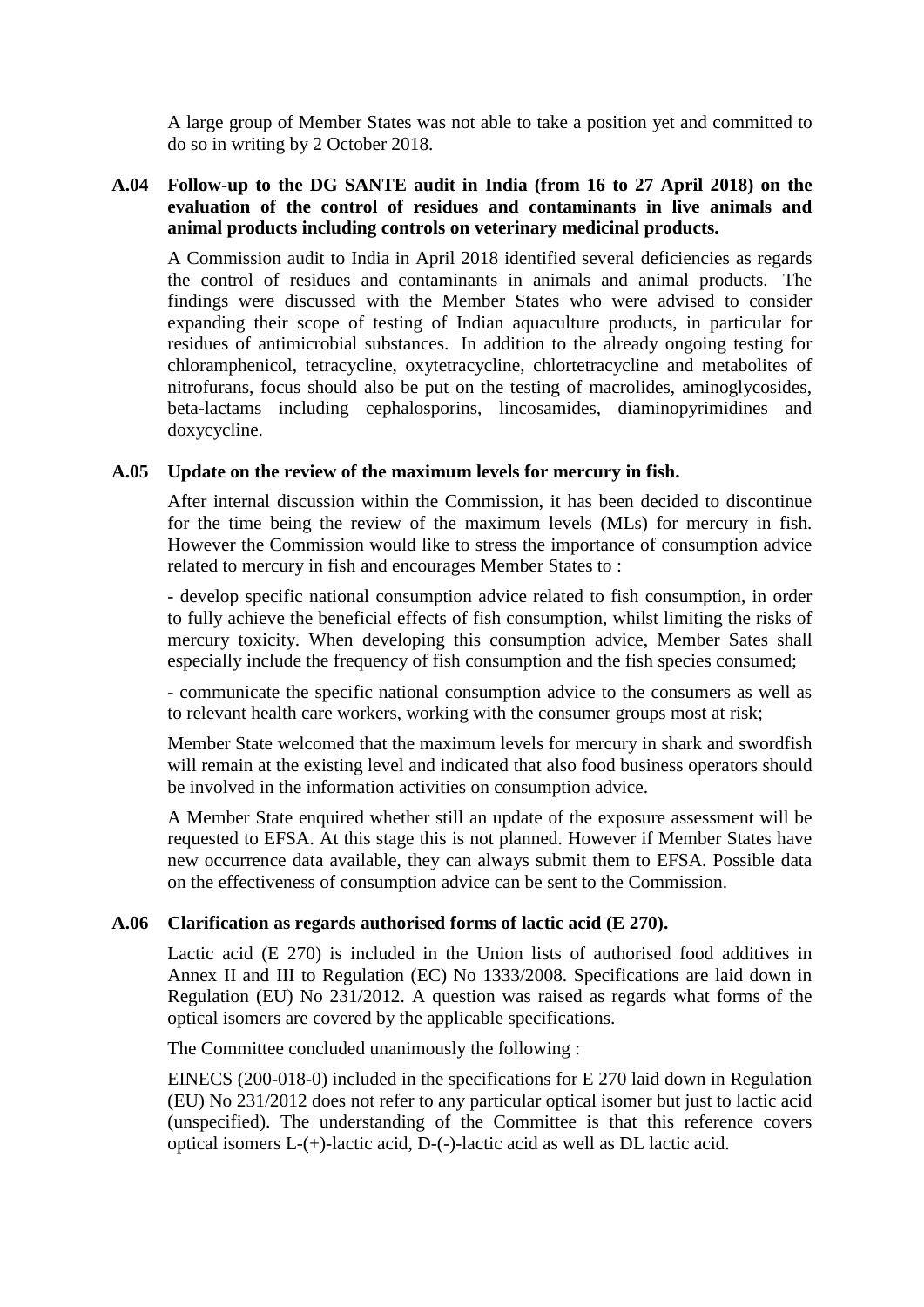A large group of Member States was not able to take a position yet and committed to do so in writing by 2 October 2018.

### A.04 Follow-up to the DG SANTE audit in India (from 16 to 27 April 2018) on the evaluation of the control of residues and contaminants in live animals and animal products including controls on veterinary medicinal products.

A Commission audit to India in April 2018 identified several deficiencies as regards the control of residues and contaminants in animals and animal products. The findings were discussed with the Member States who were advised to consider expanding their scope of testing of Indian aquaculture products, in particular for residues of antimicrobial substances. In addition to the already ongoing testing for chloramphenicol, tetracycline, oxytetracycline, chlortetracycline and metabolites of nitrofurans, focus should also be put on the testing of macrolides, aminoglycosides, beta-lactams including cephalosporins, lincosamides, diaminopyrimidines and doxycycline.

### A.05 Update on the review of the maximum levels for mercury in fish.

After internal discussion within the Commission, it has been decided to discontinue for the time being the review of the maximum levels (MLs) for mercury in fish. However the Commission would like to stress the importance of consumption advice related to mercury in fish and encourages Member States to :

- develop specific national consumption advice related to fish consumption, in order to fully achieve the beneficial effects of fish consumption, whilst limiting the risks of mercury toxicity. When developing this consumption advice, Member Sates shall especially include the frequency of fish consumption and the fish species consumed;

- communicate the specific national consumption advice to the consumers as well as to relevant health care workers, working with the consumer groups most at risk;

Member State welcomed that the maximum levels for mercury in shark and swordfish will remain at the existing level and indicated that also food business operators should be involved in the information activities on consumption advice.

A Member State enquired whether still an update of the exposure assessment will be requested to EFSA. At this stage this is not planned. However if Member States have new occurrence data available, they can always submit them to EFSA. Possible data on the effectiveness of consumption advice can be sent to the Commission.

### A.06 Clarification as regards authorised forms of lactic acid (E 270).

Lactic acid (E 270) is included in the Union lists of authorised food additives in Annex II and III to Regulation (EC) No 1333/2008. Specifications are laid down in Regulation (EU) No 231/2012. A question was raised as regards what forms of the optical isomers are covered by the applicable specifications.

The Committee concluded unanimously the following :

EINECS (200-018-0) included in the specifications for E 270 laid down in Regulation (EU) No 231/2012 does not refer to any particular optical isomer but just to lactic acid (unspecified). The understanding of the Committee is that this reference covers optical isomers L-(+)-lactic acid, D-(-)-lactic acid as well as DL lactic acid.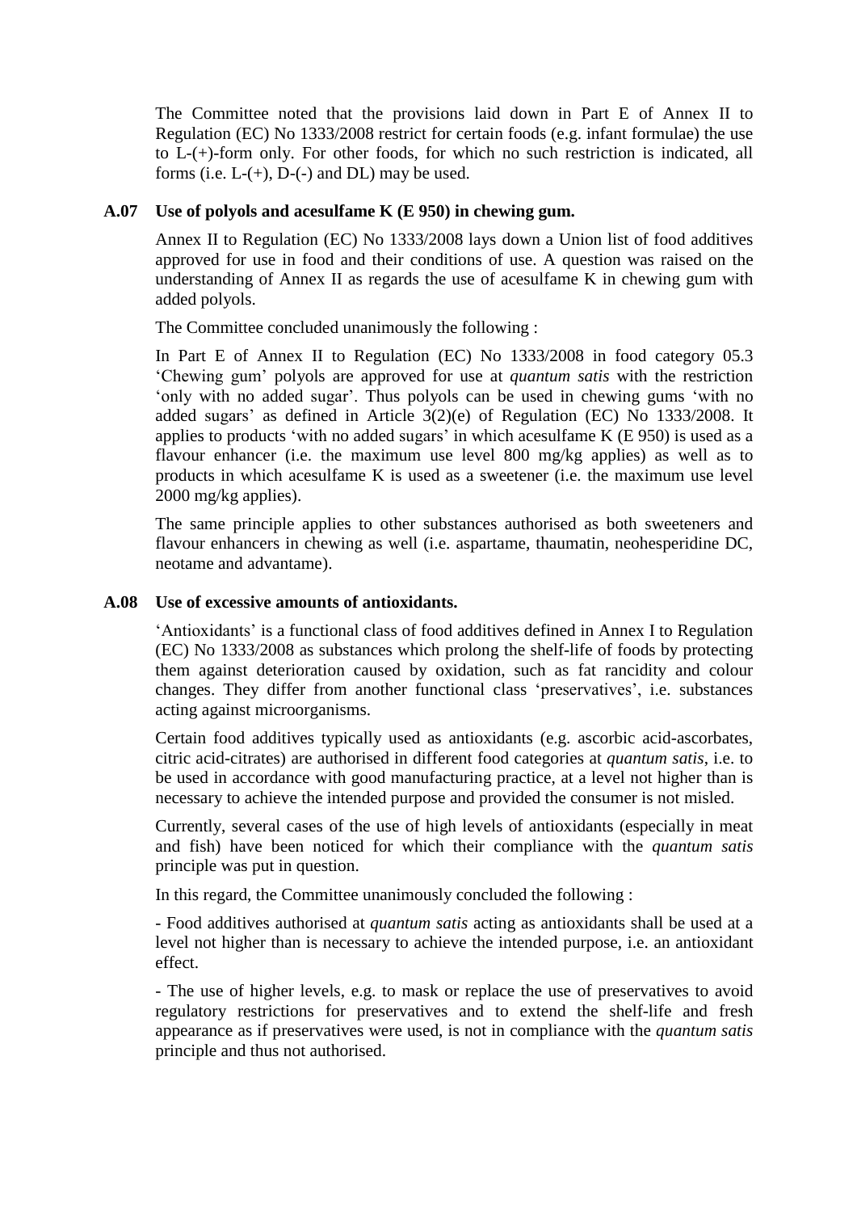The Committee noted that the provisions laid down in Part E of Annex II to Regulation (EC) No 1333/2008 restrict for certain foods (e.g. infant formulae) the use to L-(+)-form only. For other foods, for which no such restriction is indicated, all forms (i.e. L-(+), D-(-) and DL) may be used.

### A.07 Use of polyols and acesulfame K (E 950) in chewing gum.

Annex II to Regulation (EC) No 1333/2008 lays down a Union list of food additives approved for use in food and their conditions of use. A question was raised on the understanding of Annex II as regards the use of acesulfame K in chewing gum with added polyols.

The Committee concluded unanimously the following :

In Part E of Annex II to Regulation (EC) No 1333/2008 in food category 05.3 'Chewing gum' polyols are approved for use at *quantum satis* with the restriction 'only with no added sugar'. Thus polyols can be used in chewing gums 'with no added sugars' as defined in Article 3(2)(e) of Regulation (EC) No 1333/2008. It applies to products 'with no added sugars' in which acesulfame K (E 950) is used as a flavour enhancer (i.e. the maximum use level 800 mg/kg applies) as well as to products in which acesulfame K is used as a sweetener (i.e. the maximum use level 2000 mg/kg applies).

The same principle applies to other substances authorised as both sweeteners and flavour enhancers in chewing as well (i.e. aspartame, thaumatin, neohesperidine DC, neotame and advantame).

### A.08 Use of excessive amounts of antioxidants.

'Antioxidants' is a functional class of food additives defined in Annex I to Regulation (EC) No 1333/2008 as substances which prolong the shelf-life of foods by protecting them against deterioration caused by oxidation, such as fat rancidity and colour changes. They differ from another functional class 'preservatives', i.e. substances acting against microorganisms.

Certain food additives typically used as antioxidants (e.g. ascorbic acid-ascorbates, citric acid-citrates) are authorised in different food categories at *quantum satis*, i.e. to be used in accordance with good manufacturing practice, at a level not higher than is necessary to achieve the intended purpose and provided the consumer is not misled.

Currently, several cases of the use of high levels of antioxidants (especially in meat and fish) have been noticed for which their compliance with the *quantum satis* principle was put in question.

In this regard, the Committee unanimously concluded the following :

- Food additives authorised at *quantum satis* acting as antioxidants shall be used at a level not higher than is necessary to achieve the intended purpose, i.e. an antioxidant effect.

- The use of higher levels, e.g. to mask or replace the use of preservatives to avoid regulatory restrictions for preservatives and to extend the shelf-life and fresh appearance as if preservatives were used, is not in compliance with the *quantum satis* principle and thus not authorised.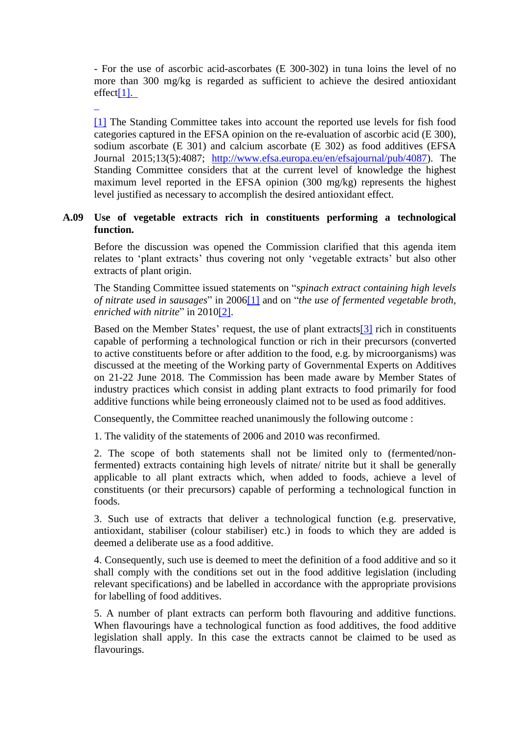- For the use of ascorbic acid-ascorbates (E 300-302) in tuna loins the level of no more than 300 mg/kg is regarded as sufficient to achieve the desired antioxidant effect[1].

[1] The Standing Committee takes into account the reported use levels for fish food categories captured in the EFSA opinion on the re-evaluation of ascorbic acid (E 300), sodium ascorbate (E 301) and calcium ascorbate (E 302) as food additives (EFSA Journal 2015;13(5):4087; http://www.efsa.europa.eu/en/efsajournal/pub/4087). The Standing Committee considers that at the current level of knowledge the highest maximum level reported in the EFSA opinion (300 mg/kg) represents the highest level justified as necessary to accomplish the desired antioxidant effect.

## A.09 Use of vegetable extracts rich in constituents performing a technological function.

Before the discussion was opened the Commission clarified that this agenda item relates to 'plant extracts' thus covering not only 'vegetable extracts' but also other extracts of plant origin.

The Standing Committee issued statements on "*spinach extract containing high levels of nitrate used in sausages*" in 2006[1] and on "*the use of fermented vegetable broth, enriched with nitrite*" in 2010[2].

Based on the Member States' request, the use of plant extracts[3] rich in constituents capable of performing a technological function or rich in their precursors (converted to active constituents before or after addition to the food, e.g. by microorganisms) was discussed at the meeting of the Working party of Governmental Experts on Additives on 21-22 June 2018. The Commission has been made aware by Member States of industry practices which consist in adding plant extracts to food primarily for food additive functions while being erroneously claimed not to be used as food additives.

Consequently, the Committee reached unanimously the following outcome :

1. The validity of the statements of 2006 and 2010 was reconfirmed.

2. The scope of both statements shall not be limited only to (fermented/non-fermented) extracts containing high levels of nitrate/ nitrite but it shall be generally applicable to all plant extracts which, when added to foods, achieve a level of constituents (or their precursors) capable of performing a technological function in foods.

3. Such use of extracts that deliver a technological function (e.g. preservative, antioxidant, stabiliser (colour stabiliser) etc.) in foods to which they are added is deemed a deliberate use as a food additive.

4. Consequently, such use is deemed to meet the definition of a food additive and so it shall comply with the conditions set out in the food additive legislation (including relevant specifications) and be labelled in accordance with the appropriate provisions for labelling of food additives.

5. A number of plant extracts can perform both flavouring and additive functions. When flavourings have a technological function as food additives, the food additive legislation shall apply. In this case the extracts cannot be claimed to be used as flavourings.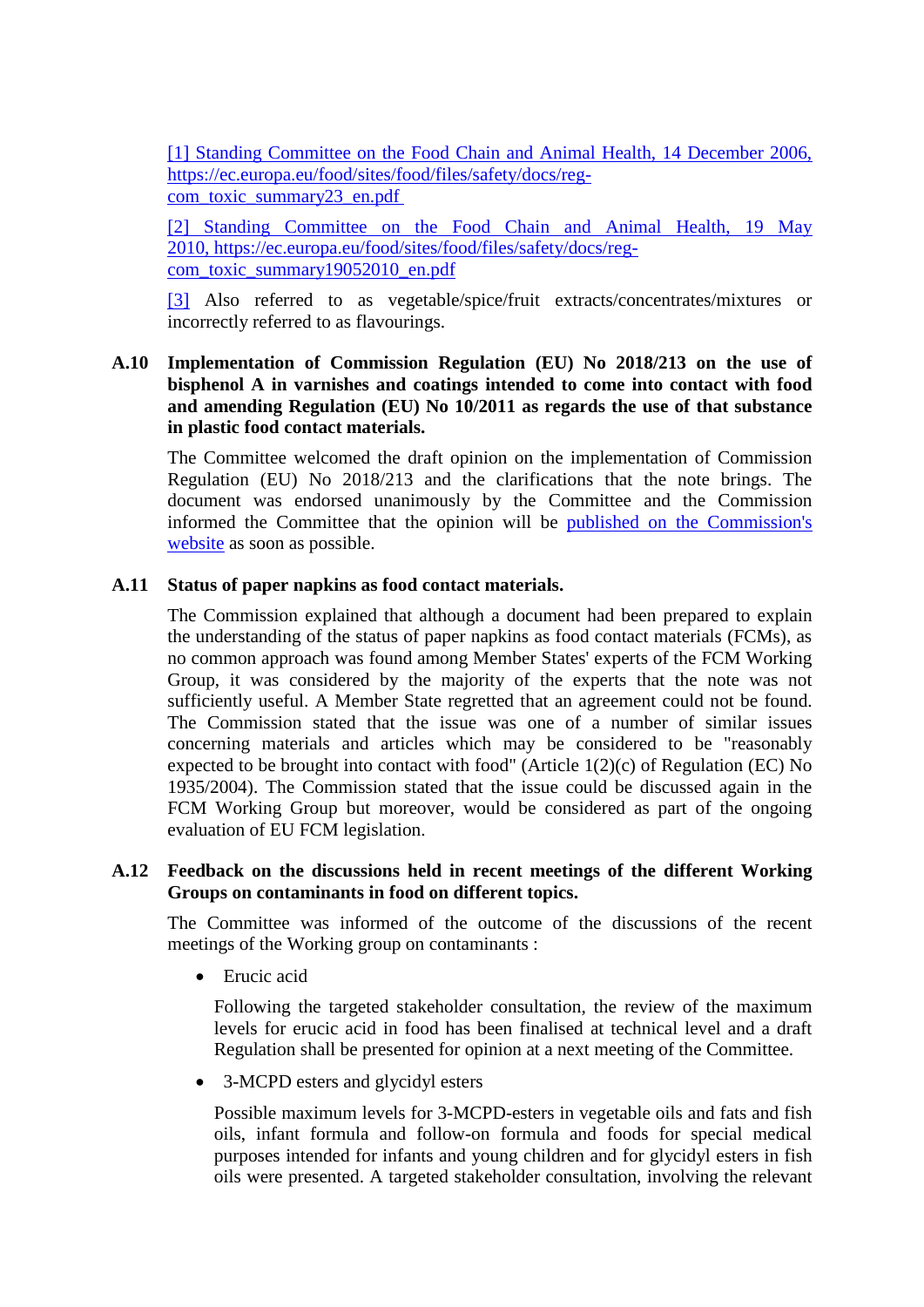[1] Standing Committee on the Food Chain and Animal Health, 14 December 2006, https://ec.europa.eu/food/sites/food/files/safety/docs/reg-com_toxic_summary23_en.pdf

[2] Standing Committee on the Food Chain and Animal Health, 19 May 2010, https://ec.europa.eu/food/sites/food/files/safety/docs/reg-com_toxic_summary19052010_en.pdf

[3] Also referred to as vegetable/spice/fruit extracts/concentrates/mixtures or incorrectly referred to as flavourings.

**A.10 Implementation of Commission Regulation (EU) No 2018/213 on the use of bisphenol A in varnishes and coatings intended to come into contact with food and amending Regulation (EU) No 10/2011 as regards the use of that substance in plastic food contact materials.**

The Committee welcomed the draft opinion on the implementation of Commission Regulation (EU) No 2018/213 and the clarifications that the note brings. The document was endorsed unanimously by the Committee and the Commission informed the Committee that the opinion will be published on the Commission's website as soon as possible.

**A.11 Status of paper napkins as food contact materials.**

The Commission explained that although a document had been prepared to explain the understanding of the status of paper napkins as food contact materials (FCMs), as no common approach was found among Member States' experts of the FCM Working Group, it was considered by the majority of the experts that the note was not sufficiently useful. A Member State regretted that an agreement could not be found. The Commission stated that the issue was one of a number of similar issues concerning materials and articles which may be considered to be "reasonably expected to be brought into contact with food" (Article 1(2)(c) of Regulation (EC) No 1935/2004). The Commission stated that the issue could be discussed again in the FCM Working Group but moreover, would be considered as part of the ongoing evaluation of EU FCM legislation.

**A.12 Feedback on the discussions held in recent meetings of the different Working Groups on contaminants in food on different topics.**

The Committee was informed of the outcome of the discussions of the recent meetings of the Working group on contaminants :

- Erucic acid

  Following the targeted stakeholder consultation, the review of the maximum levels for erucic acid in food has been finalised at technical level and a draft Regulation shall be presented for opinion at a next meeting of the Committee.

- 3-MCPD esters and glycidyl esters

  Possible maximum levels for 3-MCPD-esters in vegetable oils and fats and fish oils, infant formula and follow-on formula and foods for special medical purposes intended for infants and young children and for glycidyl esters in fish oils were presented. A targeted stakeholder consultation, involving the relevant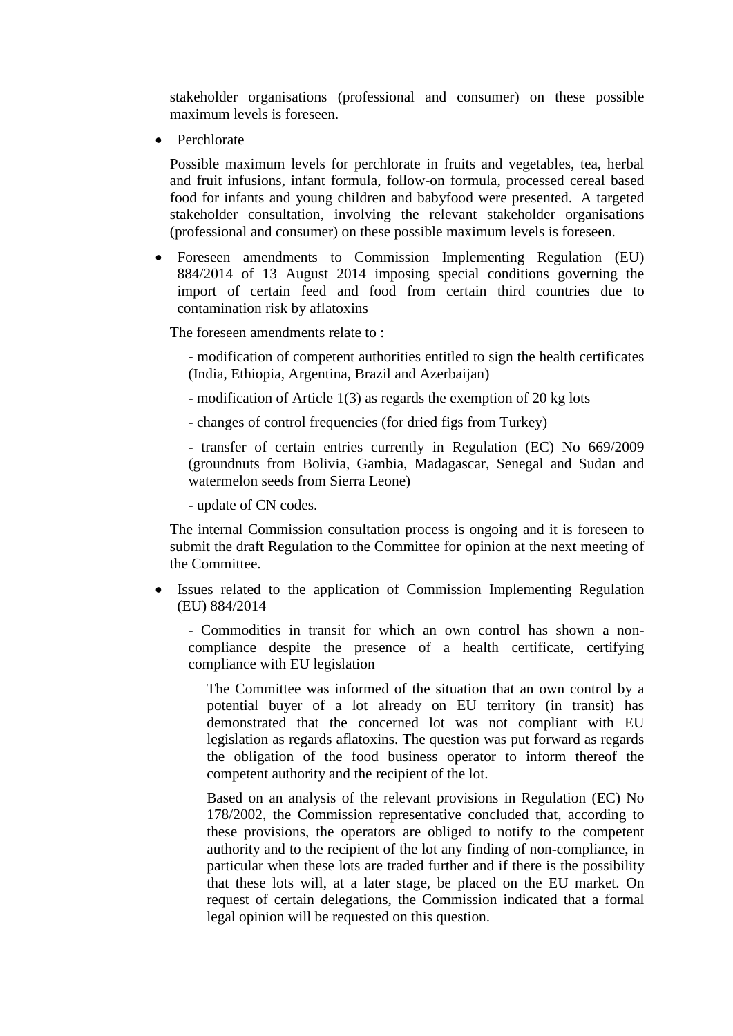stakeholder organisations (professional and consumer) on these possible maximum levels is foreseen.

- Perchlorate

Possible maximum levels for perchlorate in fruits and vegetables, tea, herbal and fruit infusions, infant formula, follow-on formula, processed cereal based food for infants and young children and babyfood were presented. A targeted stakeholder consultation, involving the relevant stakeholder organisations (professional and consumer) on these possible maximum levels is foreseen.

- Foreseen amendments to Commission Implementing Regulation (EU) 884/2014 of 13 August 2014 imposing special conditions governing the import of certain feed and food from certain third countries due to contamination risk by aflatoxins

The foreseen amendments relate to :

- modification of competent authorities entitled to sign the health certificates (India, Ethiopia, Argentina, Brazil and Azerbaijan)

- modification of Article 1(3) as regards the exemption of 20 kg lots

- changes of control frequencies (for dried figs from Turkey)

- transfer of certain entries currently in Regulation (EC) No 669/2009 (groundnuts from Bolivia, Gambia, Madagascar, Senegal and Sudan and watermelon seeds from Sierra Leone)

- update of CN codes.

The internal Commission consultation process is ongoing and it is foreseen to submit the draft Regulation to the Committee for opinion at the next meeting of the Committee.

- Issues related to the application of Commission Implementing Regulation (EU) 884/2014

  - Commodities in transit for which an own control has shown a non-compliance despite the presence of a health certificate, certifying compliance with EU legislation

    The Committee was informed of the situation that an own control by a potential buyer of a lot already on EU territory (in transit) has demonstrated that the concerned lot was not compliant with EU legislation as regards aflatoxins. The question was put forward as regards the obligation of the food business operator to inform thereof the competent authority and the recipient of the lot.

    Based on an analysis of the relevant provisions in Regulation (EC) No 178/2002, the Commission representative concluded that, according to these provisions, the operators are obliged to notify to the competent authority and to the recipient of the lot any finding of non-compliance, in particular when these lots are traded further and if there is the possibility that these lots will, at a later stage, be placed on the EU market. On request of certain delegations, the Commission indicated that a formal legal opinion will be requested on this question.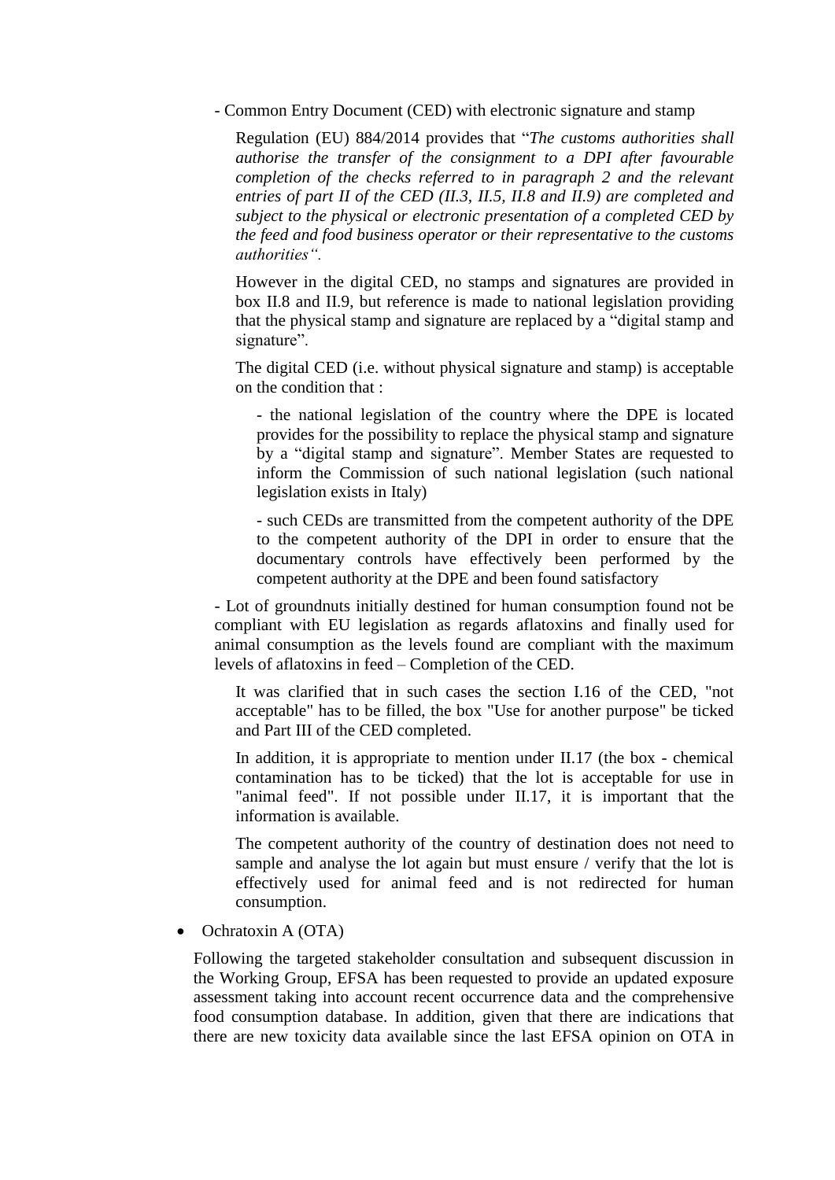- Common Entry Document (CED) with electronic signature and stamp

Regulation (EU) 884/2014 provides that "*The customs authorities shall authorise the transfer of the consignment to a DPI after favourable completion of the checks referred to in paragraph 2 and the relevant entries of part II of the CED (II.3, II.5, II.8 and II.9) are completed and subject to the physical or electronic presentation of a completed CED by the feed and food business operator or their representative to the customs authorities".*

However in the digital CED, no stamps and signatures are provided in box II.8 and II.9, but reference is made to national legislation providing that the physical stamp and signature are replaced by a "digital stamp and signature".

The digital CED (i.e. without physical signature and stamp) is acceptable on the condition that :

- the national legislation of the country where the DPE is located provides for the possibility to replace the physical stamp and signature by a "digital stamp and signature". Member States are requested to inform the Commission of such national legislation (such national legislation exists in Italy)

- such CEDs are transmitted from the competent authority of the DPE to the competent authority of the DPI in order to ensure that the documentary controls have effectively been performed by the competent authority at the DPE and been found satisfactory

- Lot of groundnuts initially destined for human consumption found not be compliant with EU legislation as regards aflatoxins and finally used for animal consumption as the levels found are compliant with the maximum levels of aflatoxins in feed – Completion of the CED.

It was clarified that in such cases the section I.16 of the CED, "not acceptable" has to be filled, the box "Use for another purpose" be ticked and Part III of the CED completed.

In addition, it is appropriate to mention under II.17 (the box - chemical contamination has to be ticked) that the lot is acceptable for use in "animal feed". If not possible under II.17, it is important that the information is available.

The competent authority of the country of destination does not need to sample and analyse the lot again but must ensure / verify that the lot is effectively used for animal feed and is not redirected for human consumption.

- Ochratoxin A (OTA)

Following the targeted stakeholder consultation and subsequent discussion in the Working Group, EFSA has been requested to provide an updated exposure assessment taking into account recent occurrence data and the comprehensive food consumption database. In addition, given that there are indications that there are new toxicity data available since the last EFSA opinion on OTA in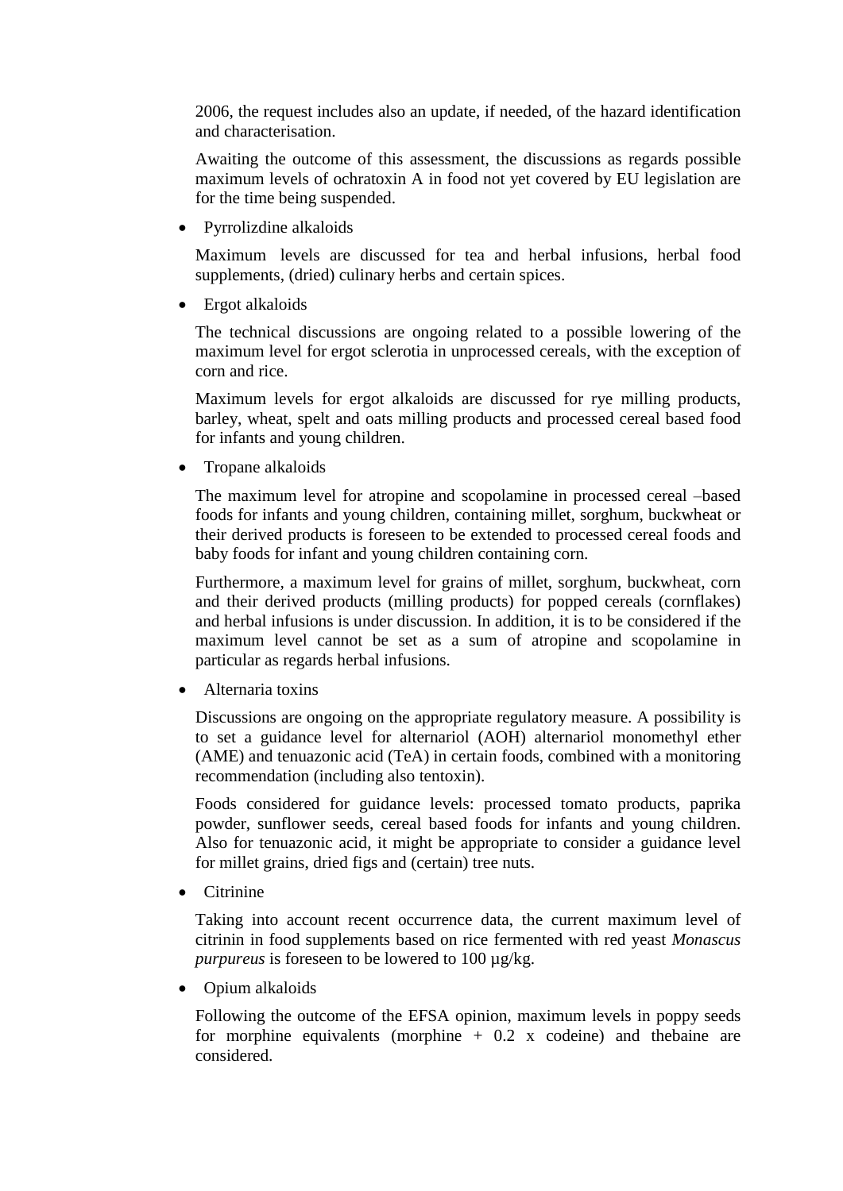2006, the request includes also an update, if needed, of the hazard identification and characterisation.

Awaiting the outcome of this assessment, the discussions as regards possible maximum levels of ochratoxin A in food not yet covered by EU legislation are for the time being suspended.

- Pyrrolizdine alkaloids

  Maximum levels are discussed for tea and herbal infusions, herbal food supplements, (dried) culinary herbs and certain spices.

- Ergot alkaloids

  The technical discussions are ongoing related to a possible lowering of the maximum level for ergot sclerotia in unprocessed cereals, with the exception of corn and rice.

  Maximum levels for ergot alkaloids are discussed for rye milling products, barley, wheat, spelt and oats milling products and processed cereal based food for infants and young children.

- Tropane alkaloids

  The maximum level for atropine and scopolamine in processed cereal –based foods for infants and young children, containing millet, sorghum, buckwheat or their derived products is foreseen to be extended to processed cereal foods and baby foods for infant and young children containing corn.

  Furthermore, a maximum level for grains of millet, sorghum, buckwheat, corn and their derived products (milling products) for popped cereals (cornflakes) and herbal infusions is under discussion. In addition, it is to be considered if the maximum level cannot be set as a sum of atropine and scopolamine in particular as regards herbal infusions.

- Alternaria toxins

  Discussions are ongoing on the appropriate regulatory measure. A possibility is to set a guidance level for alternariol (AOH) alternariol monomethyl ether (AME) and tenuazonic acid (TeA) in certain foods, combined with a monitoring recommendation (including also tentoxin).

  Foods considered for guidance levels: processed tomato products, paprika powder, sunflower seeds, cereal based foods for infants and young children. Also for tenuazonic acid, it might be appropriate to consider a guidance level for millet grains, dried figs and (certain) tree nuts.

- Citrinine

  Taking into account recent occurrence data, the current maximum level of citrinin in food supplements based on rice fermented with red yeast *Monascus purpureus* is foreseen to be lowered to 100 µg/kg.

- Opium alkaloids

  Following the outcome of the EFSA opinion, maximum levels in poppy seeds for morphine equivalents (morphine + 0.2 x codeine) and thebaine are considered.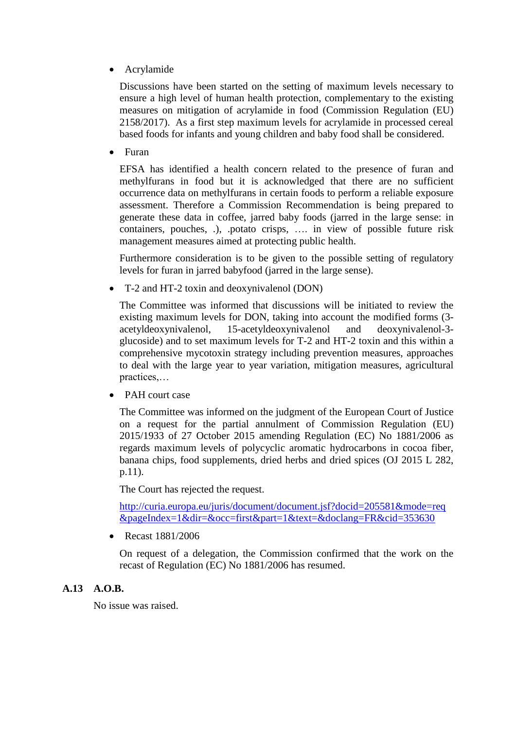- Acrylamide

  Discussions have been started on the setting of maximum levels necessary to ensure a high level of human health protection, complementary to the existing measures on mitigation of acrylamide in food (Commission Regulation (EU) 2158/2017). As a first step maximum levels for acrylamide in processed cereal based foods for infants and young children and baby food shall be considered.

- Furan

  EFSA has identified a health concern related to the presence of furan and methylfurans in food but it is acknowledged that there are no sufficient occurrence data on methylfurans in certain foods to perform a reliable exposure assessment. Therefore a Commission Recommendation is being prepared to generate these data in coffee, jarred baby foods (jarred in the large sense: in containers, pouches, .), .potato crisps, …. in view of possible future risk management measures aimed at protecting public health.

  Furthermore consideration is to be given to the possible setting of regulatory levels for furan in jarred babyfood (jarred in the large sense).

- T-2 and HT-2 toxin and deoxynivalenol (DON)

  The Committee was informed that discussions will be initiated to review the existing maximum levels for DON, taking into account the modified forms (3-acetyldeoxynivalenol, 15-acetyldeoxynivalenol and deoxynivalenol-3-glucoside) and to set maximum levels for T-2 and HT-2 toxin and this within a comprehensive mycotoxin strategy including prevention measures, approaches to deal with the large year to year variation, mitigation measures, agricultural practices,…

- PAH court case

  The Committee was informed on the judgment of the European Court of Justice on a request for the partial annulment of Commission Regulation (EU) 2015/1933 of 27 October 2015 amending Regulation (EC) No 1881/2006 as regards maximum levels of polycyclic aromatic hydrocarbons in cocoa fiber, banana chips, food supplements, dried herbs and dried spices (OJ 2015 L 282, p.11).

  The Court has rejected the request.

  [http://curia.europa.eu/juris/document/document.jsf?docid=205581&mode=req&pageIndex=1&dir=&occ=first&part=1&text=&doclang=FR&cid=353630](http://curia.europa.eu/juris/document/document.jsf?docid=205581&mode=req&pageIndex=1&dir=&occ=first&part=1&text=&doclang=FR&cid=353630)

- Recast 1881/2006

  On request of a delegation, the Commission confirmed that the work on the recast of Regulation (EC) No 1881/2006 has resumed.

## A.13 A.O.B.

No issue was raised.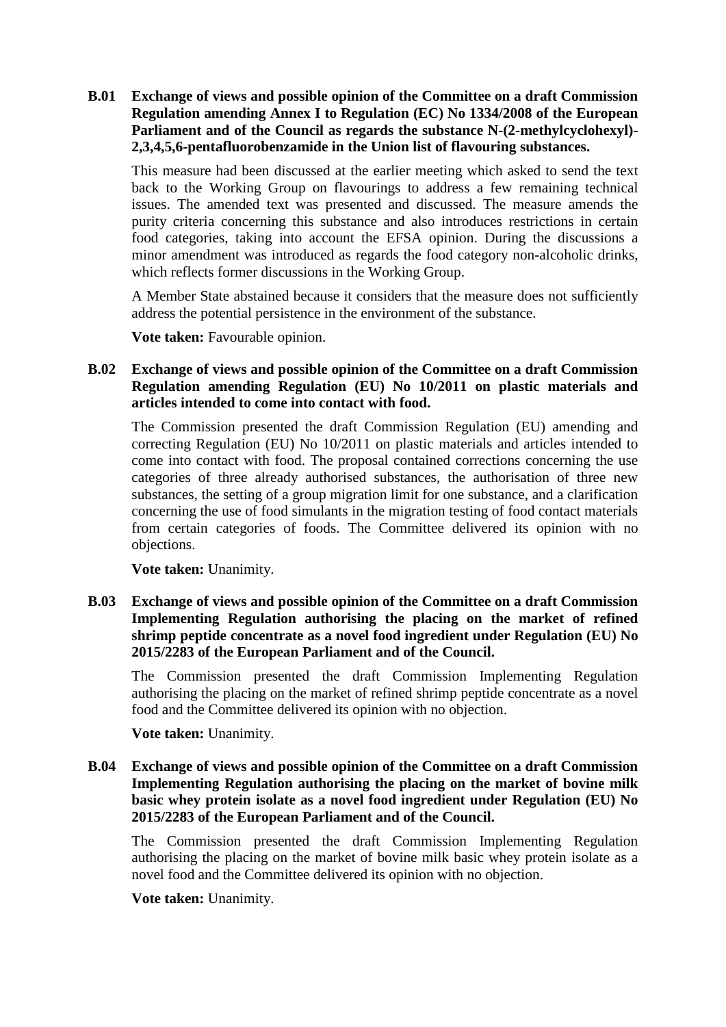**B.01 Exchange of views and possible opinion of the Committee on a draft Commission Regulation amending Annex I to Regulation (EC) No 1334/2008 of the European Parliament and of the Council as regards the substance N-(2-methylcyclohexyl)-2,3,4,5,6-pentafluorobenzamide in the Union list of flavouring substances.**

This measure had been discussed at the earlier meeting which asked to send the text back to the Working Group on flavourings to address a few remaining technical issues. The amended text was presented and discussed. The measure amends the purity criteria concerning this substance and also introduces restrictions in certain food categories, taking into account the EFSA opinion. During the discussions a minor amendment was introduced as regards the food category non-alcoholic drinks, which reflects former discussions in the Working Group.

A Member State abstained because it considers that the measure does not sufficiently address the potential persistence in the environment of the substance.

**Vote taken:** Favourable opinion.

**B.02 Exchange of views and possible opinion of the Committee on a draft Commission Regulation amending Regulation (EU) No 10/2011 on plastic materials and articles intended to come into contact with food.**

The Commission presented the draft Commission Regulation (EU) amending and correcting Regulation (EU) No 10/2011 on plastic materials and articles intended to come into contact with food. The proposal contained corrections concerning the use categories of three already authorised substances, the authorisation of three new substances, the setting of a group migration limit for one substance, and a clarification concerning the use of food simulants in the migration testing of food contact materials from certain categories of foods. The Committee delivered its opinion with no objections.

**Vote taken:** Unanimity.

**B.03 Exchange of views and possible opinion of the Committee on a draft Commission Implementing Regulation authorising the placing on the market of refined shrimp peptide concentrate as a novel food ingredient under Regulation (EU) No 2015/2283 of the European Parliament and of the Council.**

The Commission presented the draft Commission Implementing Regulation authorising the placing on the market of refined shrimp peptide concentrate as a novel food and the Committee delivered its opinion with no objection.

**Vote taken:** Unanimity.

**B.04 Exchange of views and possible opinion of the Committee on a draft Commission Implementing Regulation authorising the placing on the market of bovine milk basic whey protein isolate as a novel food ingredient under Regulation (EU) No 2015/2283 of the European Parliament and of the Council.**

The Commission presented the draft Commission Implementing Regulation authorising the placing on the market of bovine milk basic whey protein isolate as a novel food and the Committee delivered its opinion with no objection.

**Vote taken:** Unanimity.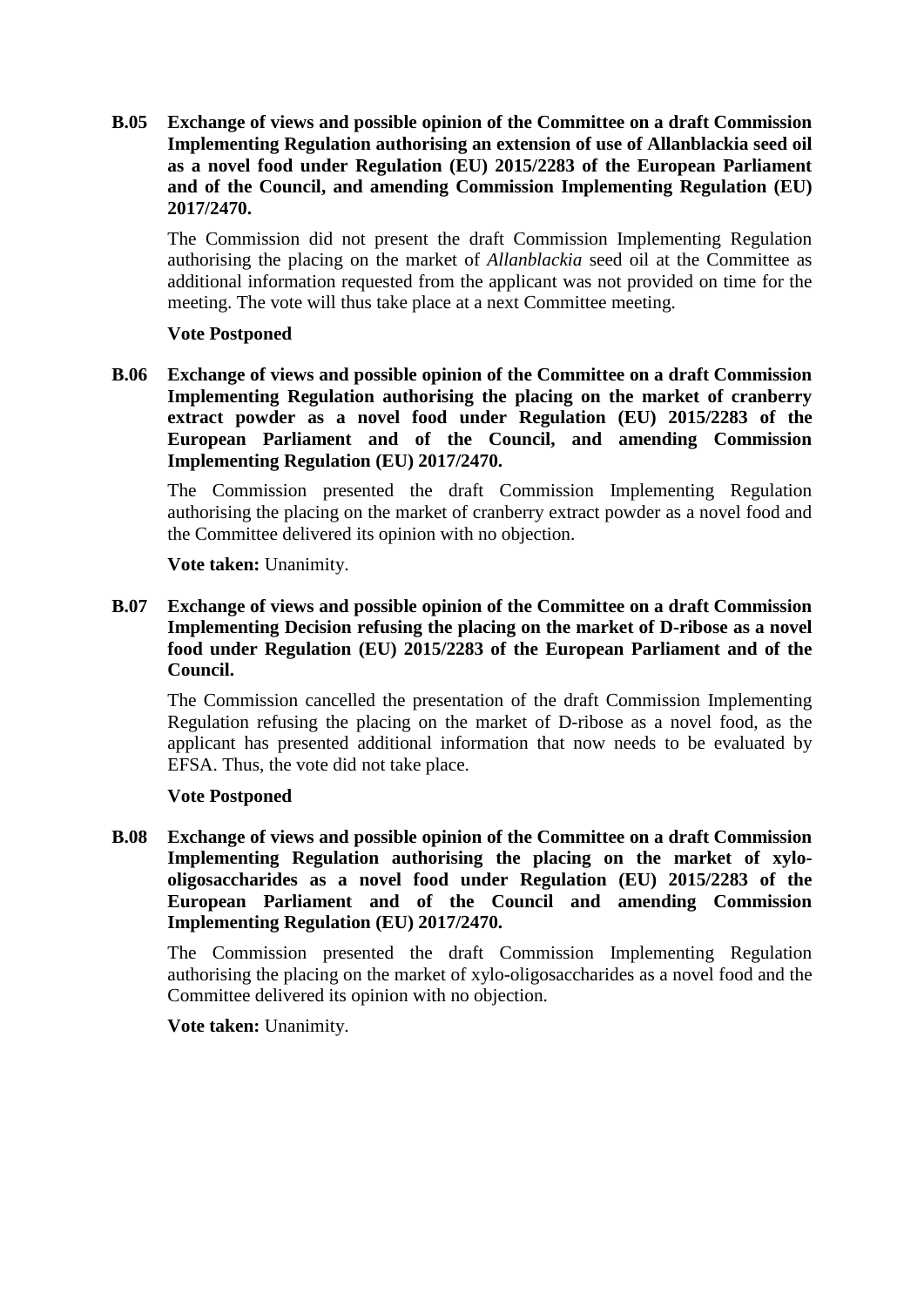**B.05 Exchange of views and possible opinion of the Committee on a draft Commission Implementing Regulation authorising an extension of use of Allanblackia seed oil as a novel food under Regulation (EU) 2015/2283 of the European Parliament and of the Council, and amending Commission Implementing Regulation (EU) 2017/2470.**

The Commission did not present the draft Commission Implementing Regulation authorising the placing on the market of *Allanblackia* seed oil at the Committee as additional information requested from the applicant was not provided on time for the meeting. The vote will thus take place at a next Committee meeting.

**Vote Postponed**

**B.06 Exchange of views and possible opinion of the Committee on a draft Commission Implementing Regulation authorising the placing on the market of cranberry extract powder as a novel food under Regulation (EU) 2015/2283 of the European Parliament and of the Council, and amending Commission Implementing Regulation (EU) 2017/2470.**

The Commission presented the draft Commission Implementing Regulation authorising the placing on the market of cranberry extract powder as a novel food and the Committee delivered its opinion with no objection.

**Vote taken:** Unanimity.

**B.07 Exchange of views and possible opinion of the Committee on a draft Commission Implementing Decision refusing the placing on the market of D-ribose as a novel food under Regulation (EU) 2015/2283 of the European Parliament and of the Council.**

The Commission cancelled the presentation of the draft Commission Implementing Regulation refusing the placing on the market of D-ribose as a novel food, as the applicant has presented additional information that now needs to be evaluated by EFSA. Thus, the vote did not take place.

**Vote Postponed**

**B.08 Exchange of views and possible opinion of the Committee on a draft Commission Implementing Regulation authorising the placing on the market of xylo-oligosaccharides as a novel food under Regulation (EU) 2015/2283 of the European Parliament and of the Council and amending Commission Implementing Regulation (EU) 2017/2470.**

The Commission presented the draft Commission Implementing Regulation authorising the placing on the market of xylo-oligosaccharides as a novel food and the Committee delivered its opinion with no objection.

**Vote taken:** Unanimity.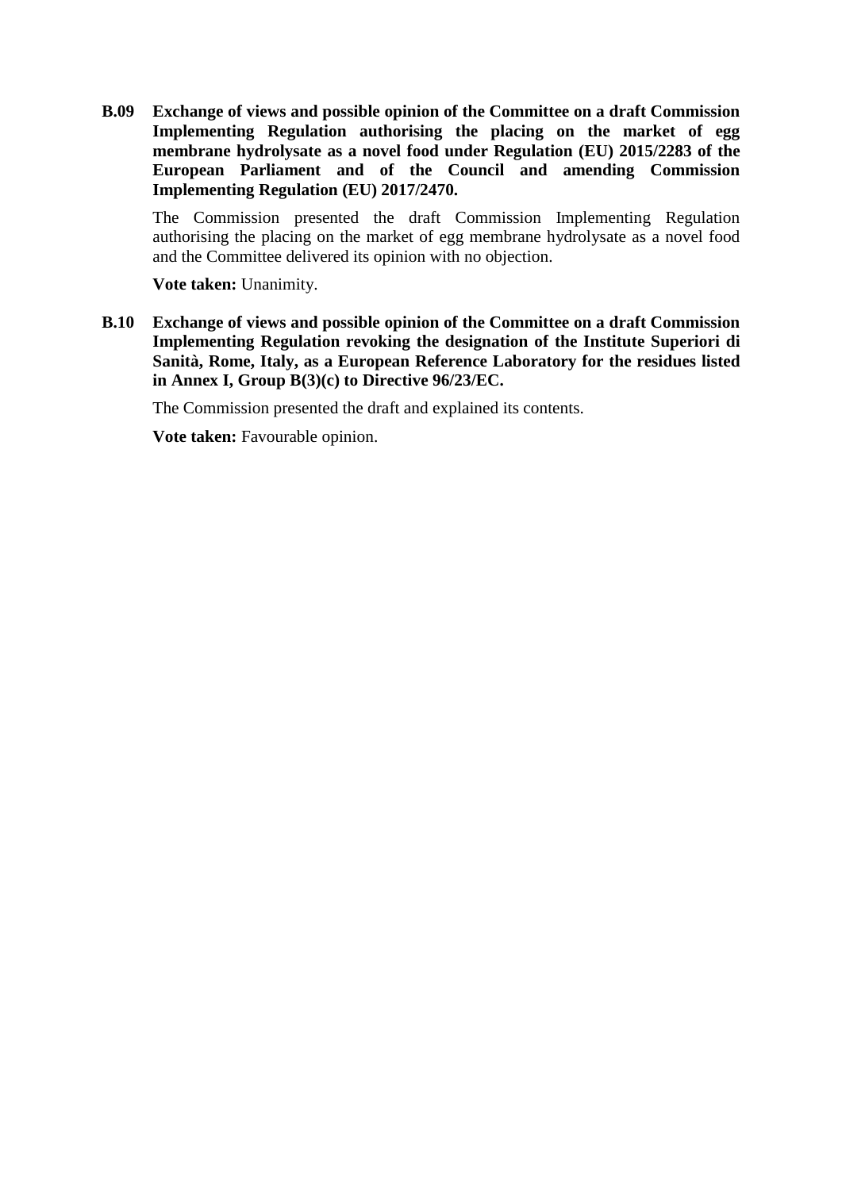**B.09 Exchange of views and possible opinion of the Committee on a draft Commission Implementing Regulation authorising the placing on the market of egg membrane hydrolysate as a novel food under Regulation (EU) 2015/2283 of the European Parliament and of the Council and amending Commission Implementing Regulation (EU) 2017/2470.**

The Commission presented the draft Commission Implementing Regulation authorising the placing on the market of egg membrane hydrolysate as a novel food and the Committee delivered its opinion with no objection.

**Vote taken:** Unanimity.

**B.10 Exchange of views and possible opinion of the Committee on a draft Commission Implementing Regulation revoking the designation of the Institute Superiori di Sanità, Rome, Italy, as a European Reference Laboratory for the residues listed in Annex I, Group B(3)(c) to Directive 96/23/EC.**

The Commission presented the draft and explained its contents.

**Vote taken:** Favourable opinion.